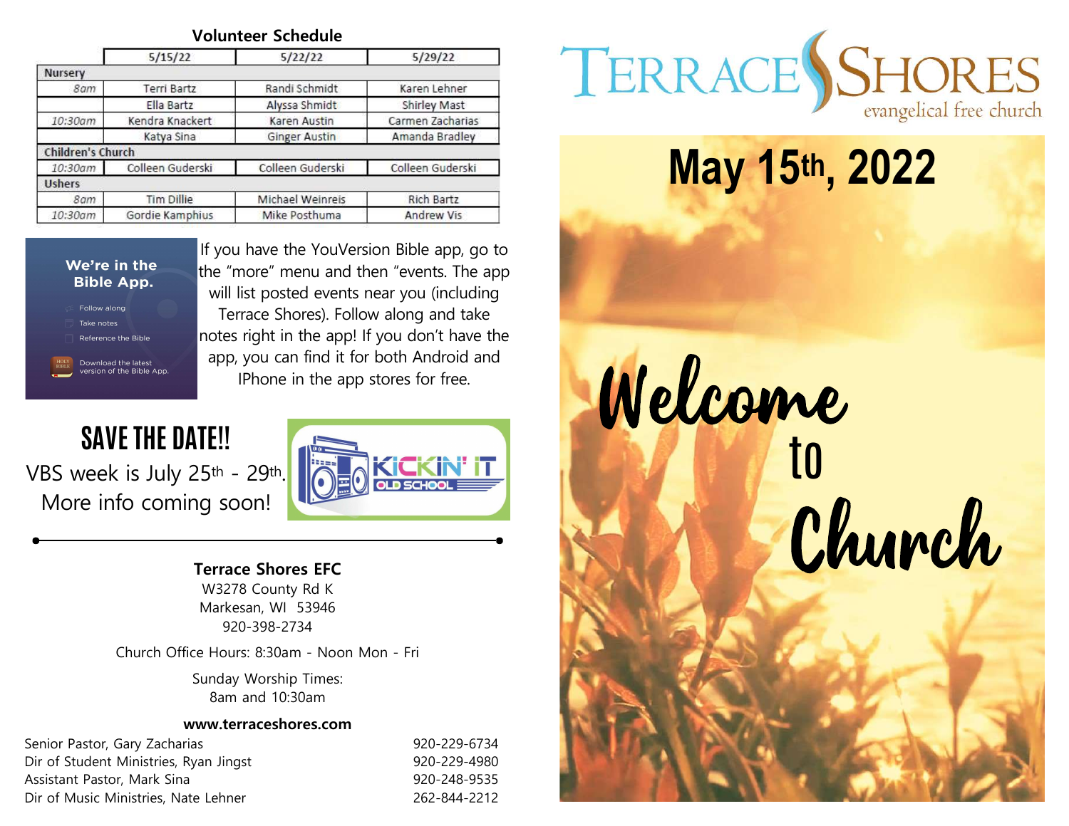## Volunteer Schedule

| | 5/15/22 | 5/22/22 | 5/29/22 |
|---|---|---|---|
| **Nursery** | | | |
| 8am | Terri Bartz | Randi Schmidt | Karen Lehner |
| | Ella Bartz | Alyssa Shmidt | Shirley Mast |
| 10:30am | Kendra Knackert | Karen Austin | Carmen Zacharias |
| | Katya Sina | Ginger Austin | Amanda Bradley |
| **Children's Church** | | | |
| 10:30am | Colleen Guderski | Colleen Guderski | Colleen Guderski |
| **Ushers** | | | |
| 8am | Tim Dillie | Michael Weinreis | Rich Bartz |
| 10:30am | Gordie Kamphius | Mike Posthuma | Andrew Vis |

**We're in the Bible App.**

- Follow along
- Take notes
- Reference the Bible

Download the latest version of the Bible App.

If you have the YouVersion Bible app, go to the "more" menu and then "events. The app will list posted events near you (including Terrace Shores). Follow along and take notes right in the app! If you don't have the app, you can find it for both Android and IPhone in the app stores for free.

## SAVE THE DATE!!

VBS week is July 25th - 29th. More info coming soon!

KICKIN' IT OLD SCHOOL

---

**Terrace Shores EFC**
W3278 County Rd K
Markesan, WI 53946
920-398-2734

Church Office Hours: 8:30am - Noon Mon - Fri

Sunday Worship Times:
8am and 10:30am

**www.terraceshores.com**

| | |
|---|---|
| Senior Pastor, Gary Zacharias | 920-229-6734 |
| Dir of Student Ministries, Ryan Jingst | 920-229-4980 |
| Assistant Pastor, Mark Sina | 920-248-9535 |
| Dir of Music Ministries, Nate Lehner | 262-844-2212 |

# TERRACE SHORES
evangelical free church

# May 15th, 2022

# Welcome to Church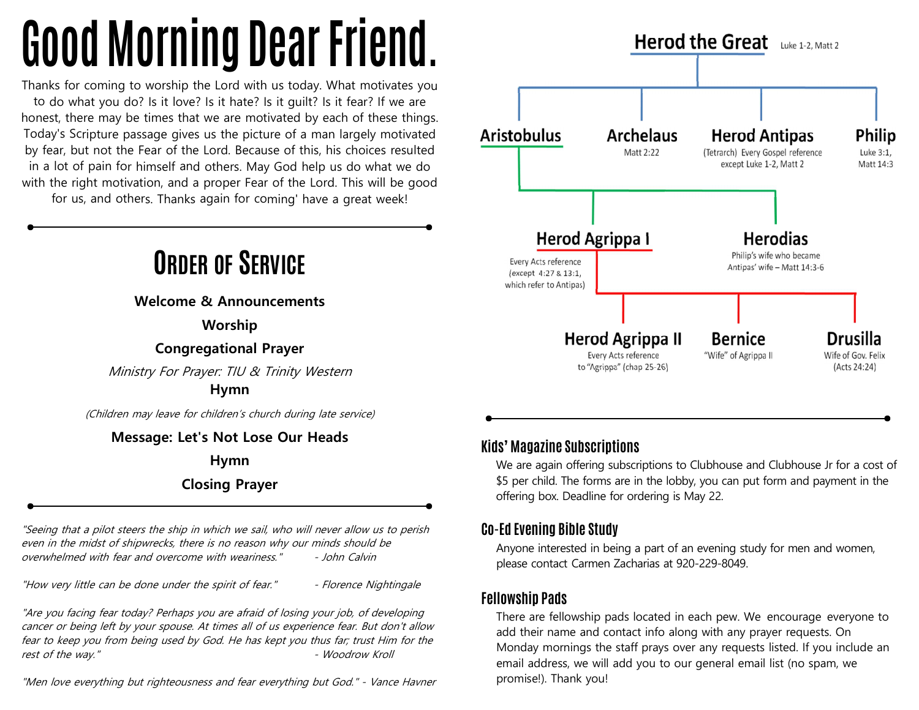# Good Morning Dear Friend.

Thanks for coming to worship the Lord with us today. What motivates you to do what you do? Is it love? Is it hate? Is it guilt? Is it fear? If we are honest, there may be times that we are motivated by each of these things. Today's Scripture passage gives us the picture of a man largely motivated by fear, but not the Fear of the Lord. Because of this, his choices resulted in a lot of pain for himself and others. May God help us do what we do with the right motivation, and a proper Fear of the Lord. This will be good for us, and others. Thanks again for coming' have a great week!

## Order of Service

**Welcome & Announcements**

**Worship**

**Congregational Prayer**

*Ministry For Prayer: TIU & Trinity Western*

**Hymn**

*(Children may leave for children's church during late service)*

**Message: Let's Not Lose Our Heads**

**Hymn**

**Closing Prayer**

*"Seeing that a pilot steers the ship in which we sail, who will never allow us to perish even in the midst of shipwrecks, there is no reason why our minds should be overwhelmed with fear and overcome with weariness." - John Calvin*

*"How very little can be done under the spirit of fear." - Florence Nightingale*

*"Are you facing fear today? Perhaps you are afraid of losing your job, of developing cancer or being left by your spouse. At times all of us experience fear. But don't allow fear to keep you from being used by God. He has kept you thus far; trust Him for the rest of the way." - Woodrow Kroll*

*"Men love everything but righteousness and fear everything but God." - Vance Havner*

**Herod the Great** Luke 1-2, Matt 2

- **Aristobulus**
  - **Herod Agrippa I** — Every Acts reference (except 4:27 & 13:1, which refer to Antipas)
    - **Herod Agrippa II** — Every Acts reference to "Agrippa" (chap 25-26)
    - **Bernice** — "Wife" of Agrippa II
    - **Drusilla** — Wife of Gov. Felix (Acts 24:24)
  - **Herodias** — Philip's wife who became Antipas' wife – Matt 14:3-6
- **Archelaus** — Matt 2:22
- **Herod Antipas** — (Tetrarch) Every Gospel reference except Luke 1-2, Matt 2
- **Philip** — Luke 3:1, Matt 14:3

### Kids' Magazine Subscriptions

We are again offering subscriptions to Clubhouse and Clubhouse Jr for a cost of $5 per child. The forms are in the lobby, you can put form and payment in the offering box. Deadline for ordering is May 22.

### Co-Ed Evening Bible Study

Anyone interested in being a part of an evening study for men and women, please contact Carmen Zacharias at 920-229-8049.

### Fellowship Pads

There are fellowship pads located in each pew. We encourage everyone to add their name and contact info along with any prayer requests. On Monday mornings the staff prays over any requests listed. If you include an email address, we will add you to our general email list (no spam, we promise!). Thank you!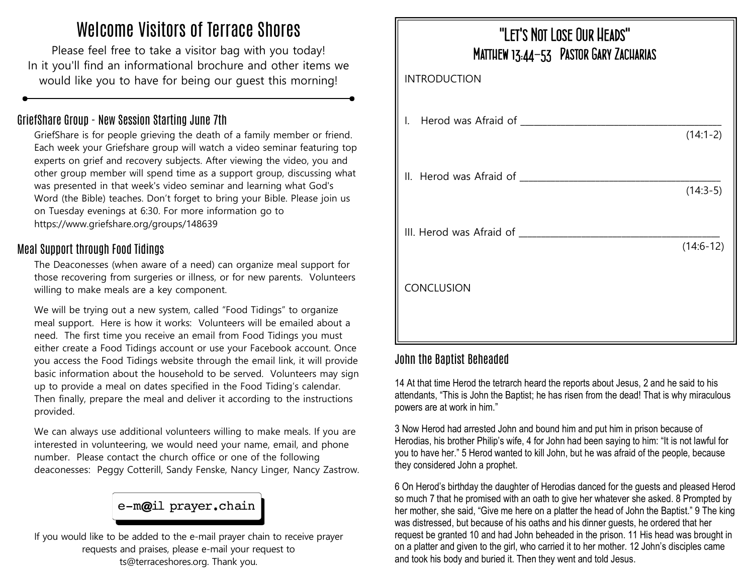# Welcome Visitors of Terrace Shores

Please feel free to take a visitor bag with you today!
In it you'll find an informational brochure and other items we would like you to have for being our guest this morning!

## GriefShare Group - New Session Starting June 7th

GriefShare is for people grieving the death of a family member or friend. Each week your Griefshare group will watch a video seminar featuring top experts on grief and recovery subjects. After viewing the video, you and other group member will spend time as a support group, discussing what was presented in that week's video seminar and learning what God's Word (the Bible) teaches. Don't forget to bring your Bible. Please join us on Tuesday evenings at 6:30. For more information go to https://www.griefshare.org/groups/148639

## Meal Support through Food Tidings

The Deaconesses (when aware of a need) can organize meal support for those recovering from surgeries or illness, or for new parents. Volunteers willing to make meals are a key component.

We will be trying out a new system, called "Food Tidings" to organize meal support. Here is how it works: Volunteers will be emailed about a need. The first time you receive an email from Food Tidings you must either create a Food Tidings account or use your Facebook account. Once you access the Food Tidings website through the email link, it will provide basic information about the household to be served. Volunteers may sign up to provide a meal on dates specified in the Food Tiding's calendar. Then finally, prepare the meal and deliver it according to the instructions provided.

We can always use additional volunteers willing to make meals. If you are interested in volunteering, we would need your name, email, and phone number. Please contact the church office or one of the following deaconesses: Peggy Cotterill, Sandy Fenske, Nancy Linger, Nancy Zastrow.

## e-m@il prayer.chain

If you would like to be added to the e-mail prayer chain to receive prayer requests and praises, please e-mail your request to ts@terraceshores.org. Thank you.

# "Let's Not Lose Our Heads"

## Matthew 13:44-53 Pastor Gary Zacharias

INTRODUCTION

I. Herod was Afraid of ________________________________ (14:1-2)

II. Herod was Afraid of ________________________________ (14:3-5)

III. Herod was Afraid of ________________________________ (14:6-12)

CONCLUSION

## John the Baptist Beheaded

14 At that time Herod the tetrarch heard the reports about Jesus, 2 and he said to his attendants, "This is John the Baptist; he has risen from the dead! That is why miraculous powers are at work in him."

3 Now Herod had arrested John and bound him and put him in prison because of Herodias, his brother Philip's wife, 4 for John had been saying to him: "It is not lawful for you to have her." 5 Herod wanted to kill John, but he was afraid of the people, because they considered John a prophet.

6 On Herod's birthday the daughter of Herodias danced for the guests and pleased Herod so much 7 that he promised with an oath to give her whatever she asked. 8 Prompted by her mother, she said, "Give me here on a platter the head of John the Baptist." 9 The king was distressed, but because of his oaths and his dinner guests, he ordered that her request be granted 10 and had John beheaded in the prison. 11 His head was brought in on a platter and given to the girl, who carried it to her mother. 12 John's disciples came and took his body and buried it. Then they went and told Jesus.